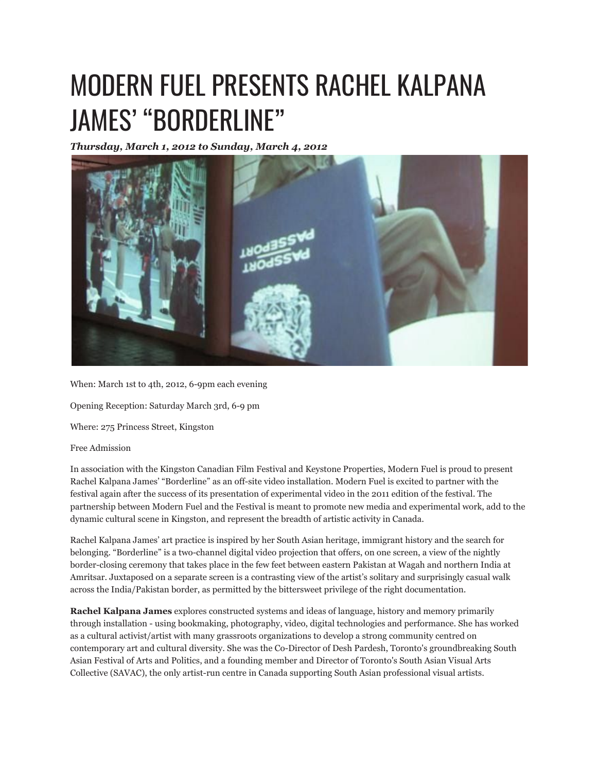# MODERN FUEL PRESENTS RACHEL KALPANA JAMES' "BORDERLINE"

***Thursday, March 1, 2012 to Sunday, March 4, 2012***

When: March 1st to 4th, 2012, 6-9pm each evening

Opening Reception: Saturday March 3rd, 6-9 pm

Where: 275 Princess Street, Kingston

Free Admission

In association with the Kingston Canadian Film Festival and Keystone Properties, Modern Fuel is proud to present Rachel Kalpana James' "Borderline" as an off-site video installation. Modern Fuel is excited to partner with the festival again after the success of its presentation of experimental video in the 2011 edition of the festival. The partnership between Modern Fuel and the Festival is meant to promote new media and experimental work, add to the dynamic cultural scene in Kingston, and represent the breadth of artistic activity in Canada.

Rachel Kalpana James' art practice is inspired by her South Asian heritage, immigrant history and the search for belonging. "Borderline" is a two-channel digital video projection that offers, on one screen, a view of the nightly border-closing ceremony that takes place in the few feet between eastern Pakistan at Wagah and northern India at Amritsar. Juxtaposed on a separate screen is a contrasting view of the artist's solitary and surprisingly casual walk across the India/Pakistan border, as permitted by the bittersweet privilege of the right documentation.

**Rachel Kalpana James** explores constructed systems and ideas of language, history and memory primarily through installation - using bookmaking, photography, video, digital technologies and performance. She has worked as a cultural activist/artist with many grassroots organizations to develop a strong community centred on contemporary art and cultural diversity. She was the Co-Director of Desh Pardesh, Toronto's groundbreaking South Asian Festival of Arts and Politics, and a founding member and Director of Toronto's South Asian Visual Arts Collective (SAVAC), the only artist-run centre in Canada supporting South Asian professional visual artists.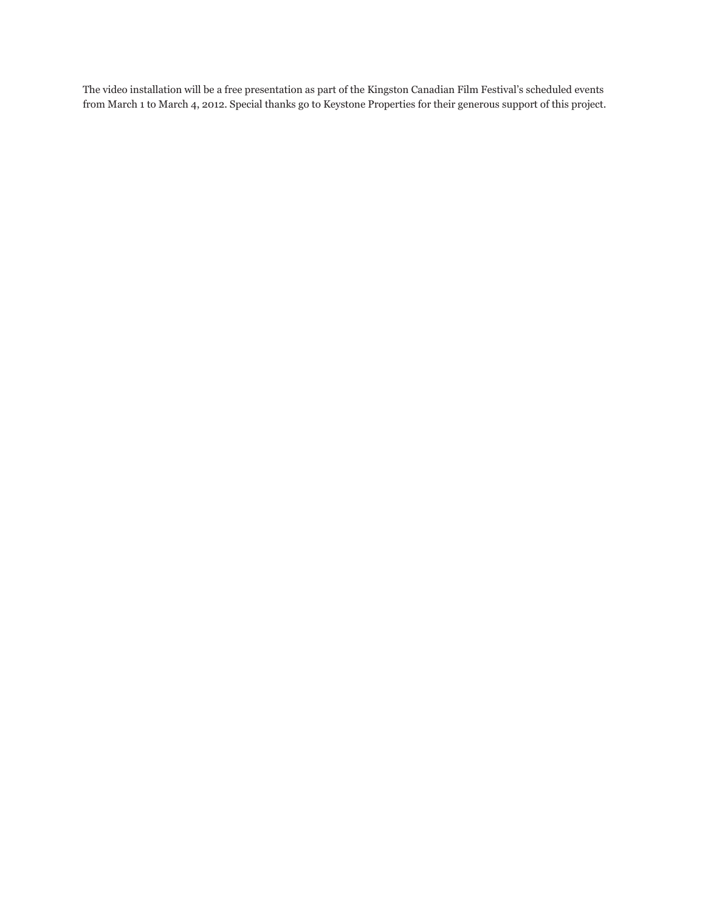The video installation will be a free presentation as part of the Kingston Canadian Film Festival's scheduled events from March 1 to March 4, 2012. Special thanks go to Keystone Properties for their generous support of this project.